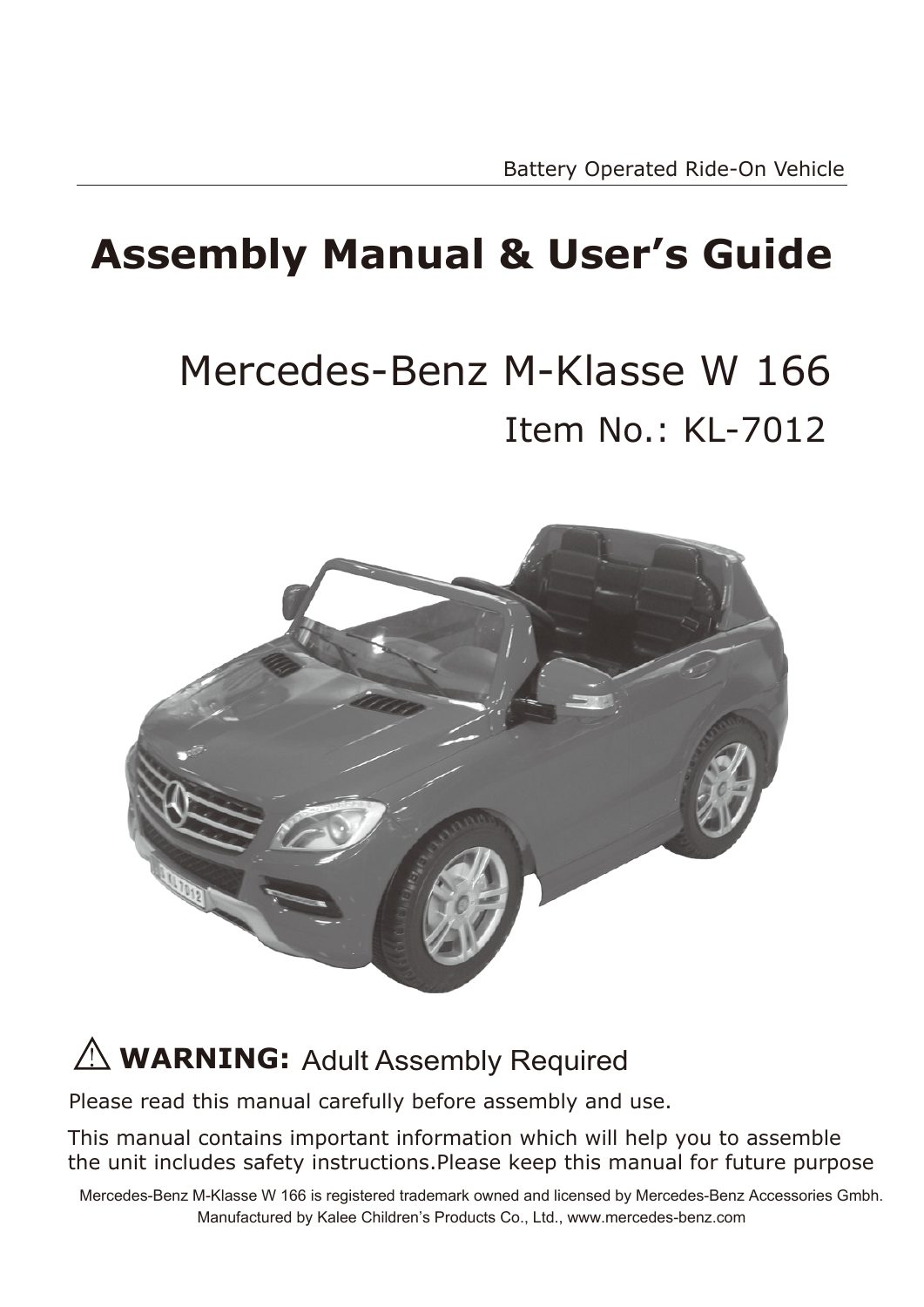Battery Operated Ride-On Vehicle

# Assembly Manual & User's Guide

## Mercedes-Benz M-Klasse W 166

### Item No.: KL-7012

⚠ **WARNING:** Adult Assembly Required

Please read this manual carefully before assembly and use.

This manual contains important information which will help you to assemble the unit includes safety instructions.Please keep this manual for future purpose

Mercedes-Benz M-Klasse W 166 is registered trademark owned and licensed by Mercedes-Benz Accessories Gmbh. Manufactured by Kalee Children's Products Co., Ltd., www.mercedes-benz.com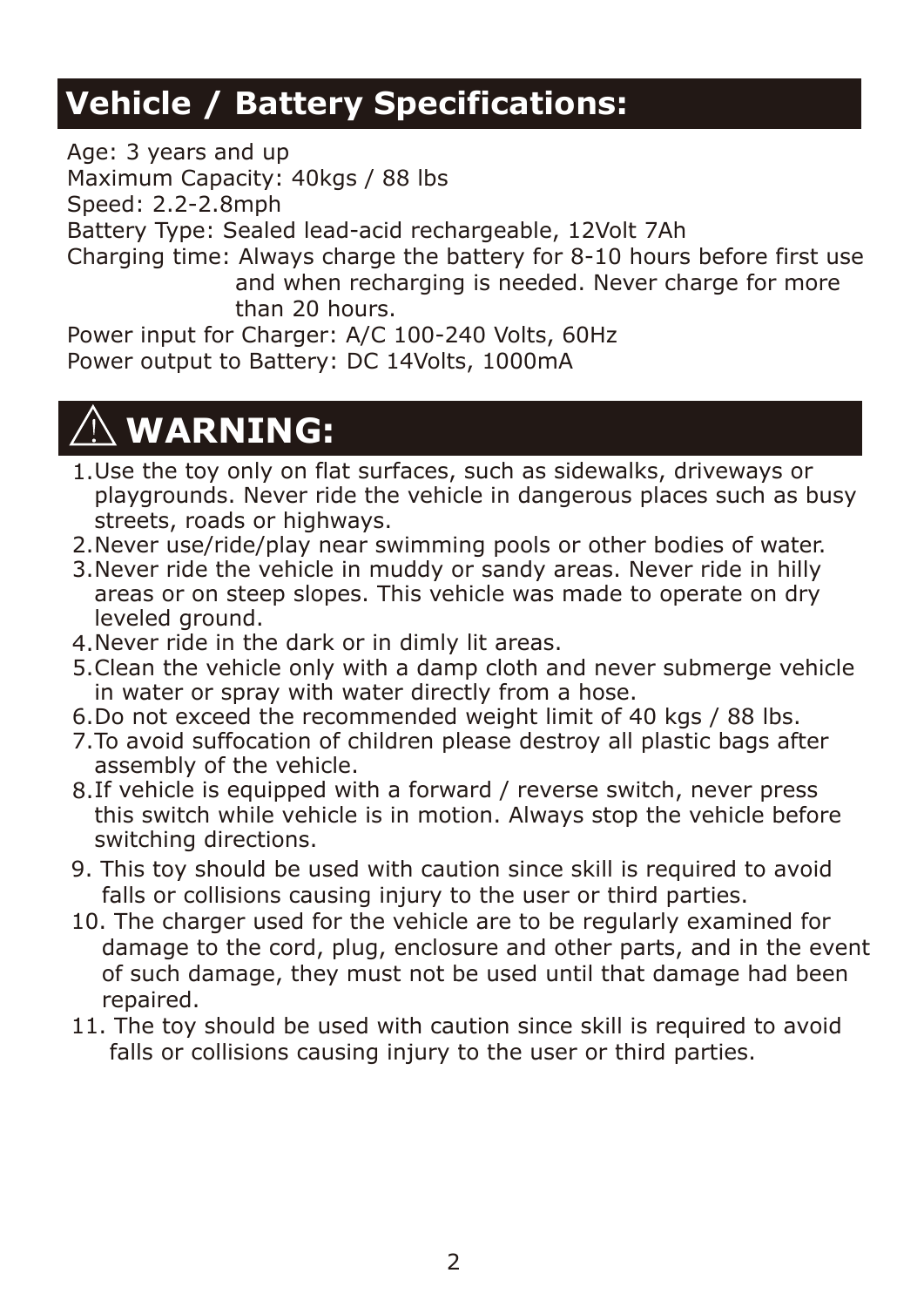## Vehicle / Battery Specifications:

Age: 3 years and up
Maximum Capacity: 40kgs / 88 lbs
Speed: 2.2-2.8mph
Battery Type: Sealed lead-acid rechargeable, 12Volt 7Ah
Charging time: Always charge the battery for 8-10 hours before first use and when recharging is needed. Never charge for more than 20 hours.
Power input for Charger: A/C 100-240 Volts, 60Hz
Power output to Battery: DC 14Volts, 1000mA

## ⚠ WARNING:

1. Use the toy only on flat surfaces, such as sidewalks, driveways or playgrounds. Never ride the vehicle in dangerous places such as busy streets, roads or highways.
2. Never use/ride/play near swimming pools or other bodies of water.
3. Never ride the vehicle in muddy or sandy areas. Never ride in hilly areas or on steep slopes. This vehicle was made to operate on dry leveled ground.
4. Never ride in the dark or in dimly lit areas.
5. Clean the vehicle only with a damp cloth and never submerge vehicle in water or spray with water directly from a hose.
6. Do not exceed the recommended weight limit of 40 kgs / 88 lbs.
7. To avoid suffocation of children please destroy all plastic bags after assembly of the vehicle.
8. If vehicle is equipped with a forward / reverse switch, never press this switch while vehicle is in motion. Always stop the vehicle before switching directions.
9. This toy should be used with caution since skill is required to avoid falls or collisions causing injury to the user or third parties.
10. The charger used for the vehicle are to be regularly examined for damage to the cord, plug, enclosure and other parts, and in the event of such damage, they must not be used until that damage had been repaired.
11. The toy should be used with caution since skill is required to avoid falls or collisions causing injury to the user or third parties.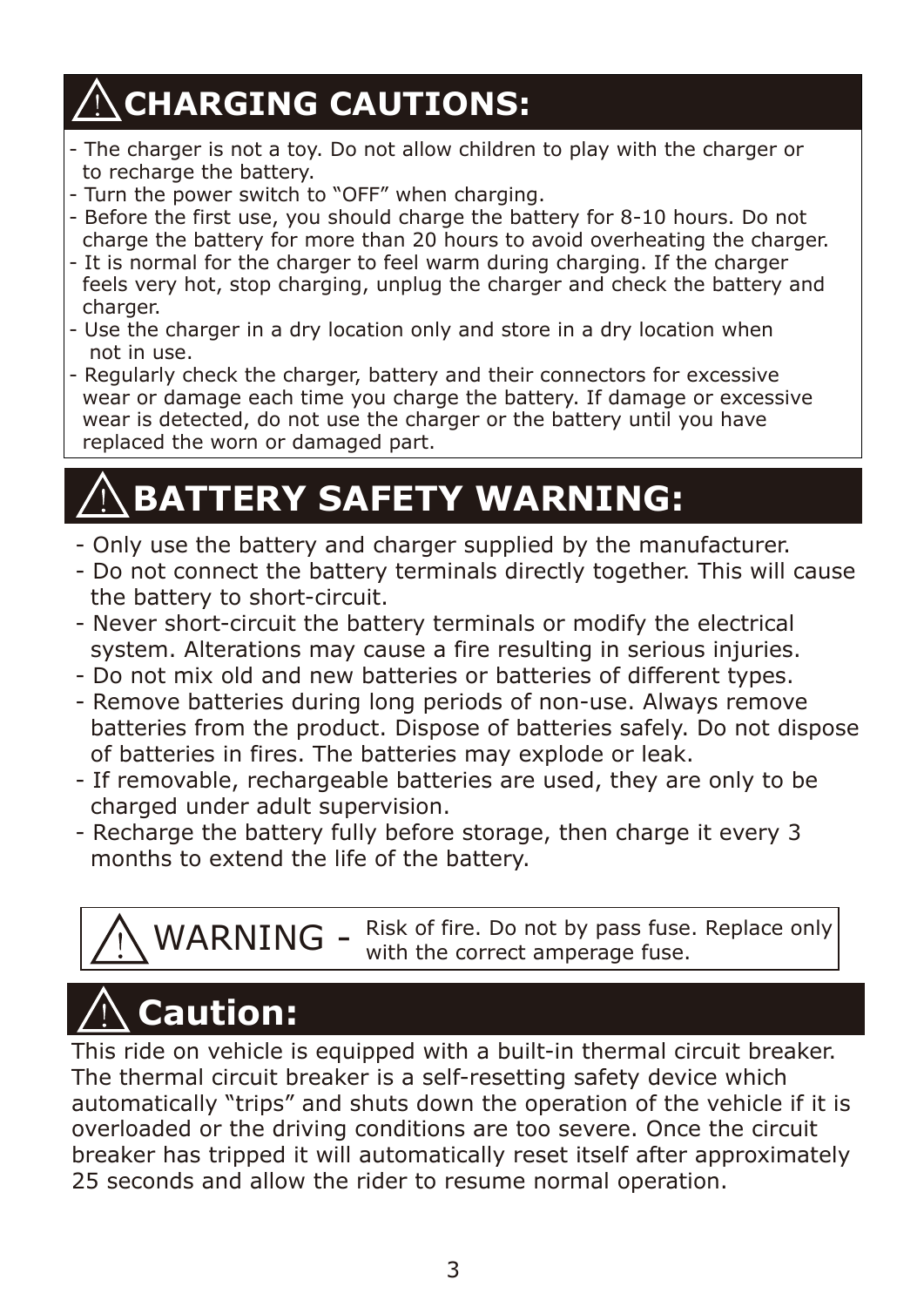## ⚠ CHARGING CAUTIONS:

- The charger is not a toy. Do not allow children to play with the charger or to recharge the battery.
- Turn the power switch to “OFF” when charging.
- Before the first use, you should charge the battery for 8-10 hours. Do not charge the battery for more than 20 hours to avoid overheating the charger.
- It is normal for the charger to feel warm during charging. If the charger feels very hot, stop charging, unplug the charger and check the battery and charger.
- Use the charger in a dry location only and store in a dry location when not in use.
- Regularly check the charger, battery and their connectors for excessive wear or damage each time you charge the battery. If damage or excessive wear is detected, do not use the charger or the battery until you have replaced the worn or damaged part.

## ⚠ BATTERY SAFETY WARNING:

- Only use the battery and charger supplied by the manufacturer.
- Do not connect the battery terminals directly together. This will cause the battery to short-circuit.
- Never short-circuit the battery terminals or modify the electrical system. Alterations may cause a fire resulting in serious injuries.
- Do not mix old and new batteries or batteries of different types.
- Remove batteries during long periods of non-use. Always remove batteries from the product. Dispose of batteries safely. Do not dispose of batteries in fires. The batteries may explode or leak.
- If removable, rechargeable batteries are used, they are only to be charged under adult supervision.
- Recharge the battery fully before storage, then charge it every 3 months to extend the life of the battery.

⚠ WARNING - Risk of fire. Do not by pass fuse. Replace only with the correct amperage fuse.

## ⚠ Caution:

This ride on vehicle is equipped with a built-in thermal circuit breaker. The thermal circuit breaker is a self-resetting safety device which automatically “trips” and shuts down the operation of the vehicle if it is overloaded or the driving conditions are too severe. Once the circuit breaker has tripped it will automatically reset itself after approximately 25 seconds and allow the rider to resume normal operation.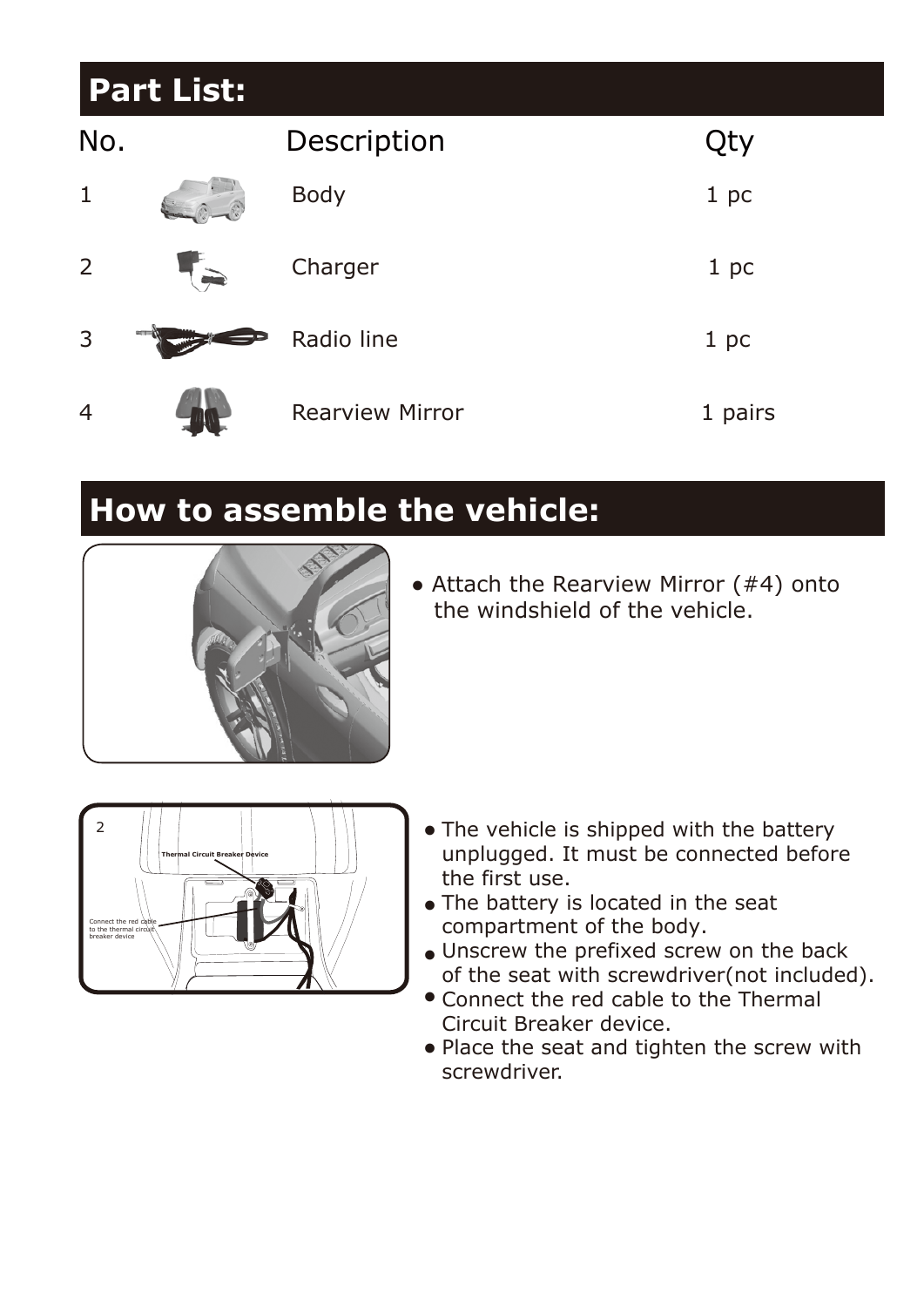## Part List:

| No. | Description | Qty |
|---|---|---|
| 1 | Body | 1 pc |
| 2 | Charger | 1 pc |
| 3 | Radio line | 1 pc |
| 4 | Rearview Mirror | 1 pairs |

## How to assemble the vehicle:

- Attach the Rearview Mirror (#4) onto the windshield of the vehicle.

2

Thermal Circuit Breaker Device

Connect the red cable to the thermal circuit breaker device

- The vehicle is shipped with the battery unplugged. It must be connected before the first use.
- The battery is located in the seat compartment of the body.
- Unscrew the prefixed screw on the back of the seat with screwdriver(not included).
- Connect the red cable to the Thermal Circuit Breaker device.
- Place the seat and tighten the screw with screwdriver.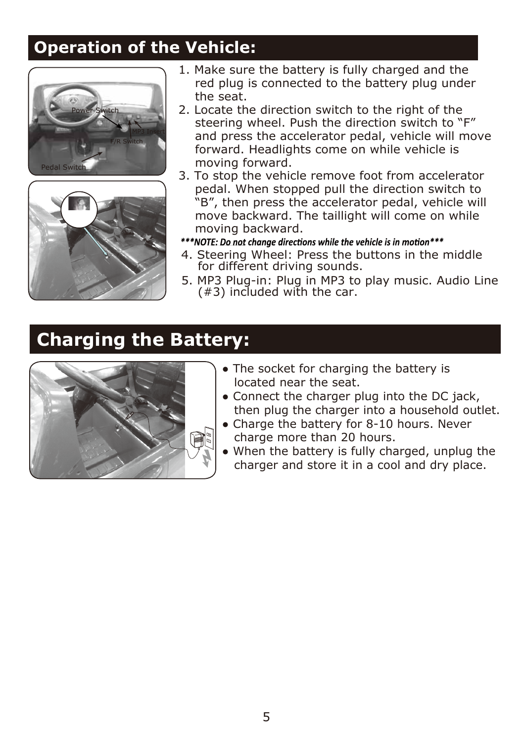## Operation of the Vehicle:

1. Make sure the battery is fully charged and the red plug is connected to the battery plug under the seat.
2. Locate the direction switch to the right of the steering wheel. Push the direction switch to "F" and press the accelerator pedal, vehicle will move forward. Headlights come on while vehicle is moving forward.
3. To stop the vehicle remove foot from accelerator pedal. When stopped pull the direction switch to "B", then press the accelerator pedal, vehicle will move backward. The taillight will come on while moving backward.

***\*\*\*NOTE: Do not change directions while the vehicle is in motion\*\*\****

4. Steering Wheel: Press the buttons in the middle for different driving sounds.
5. MP3 Plug-in: Plug in MP3 to play music. Audio Line (#3) included with the car.

## Charging the Battery:

- The socket for charging the battery is located near the seat.
- Connect the charger plug into the DC jack, then plug the charger into a household outlet.
- Charge the battery for 8-10 hours. Never charge more than 20 hours.
- When the battery is fully charged, unplug the charger and store it in a cool and dry place.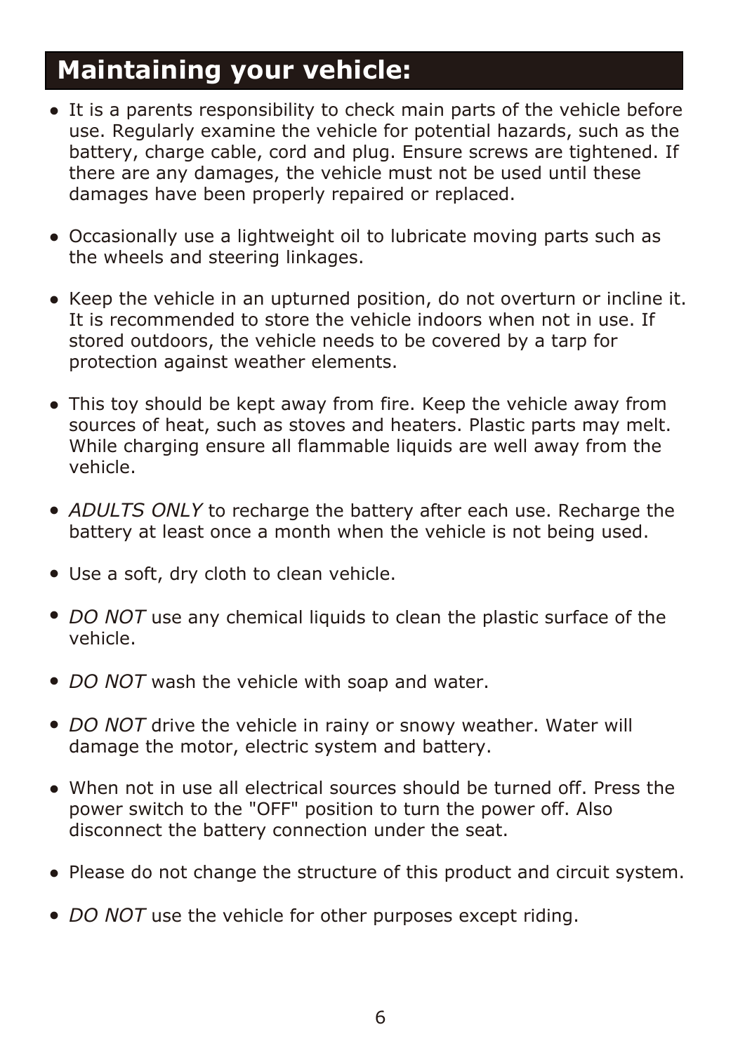## Maintaining your vehicle:

- It is a parents responsibility to check main parts of the vehicle before use. Regularly examine the vehicle for potential hazards, such as the battery, charge cable, cord and plug. Ensure screws are tightened. If there are any damages, the vehicle must not be used until these damages have been properly repaired or replaced.

- Occasionally use a lightweight oil to lubricate moving parts such as the wheels and steering linkages.

- Keep the vehicle in an upturned position, do not overturn or incline it. It is recommended to store the vehicle indoors when not in use. If stored outdoors, the vehicle needs to be covered by a tarp for protection against weather elements.

- This toy should be kept away from fire. Keep the vehicle away from sources of heat, such as stoves and heaters. Plastic parts may melt. While charging ensure all flammable liquids are well away from the vehicle.

- *ADULTS ONLY* to recharge the battery after each use. Recharge the battery at least once a month when the vehicle is not being used.

- Use a soft, dry cloth to clean vehicle.

- *DO NOT* use any chemical liquids to clean the plastic surface of the vehicle.

- *DO NOT* wash the vehicle with soap and water.

- *DO NOT* drive the vehicle in rainy or snowy weather. Water will damage the motor, electric system and battery.

- When not in use all electrical sources should be turned off. Press the power switch to the "OFF" position to turn the power off. Also disconnect the battery connection under the seat.

- Please do not change the structure of this product and circuit system.

- *DO NOT* use the vehicle for other purposes except riding.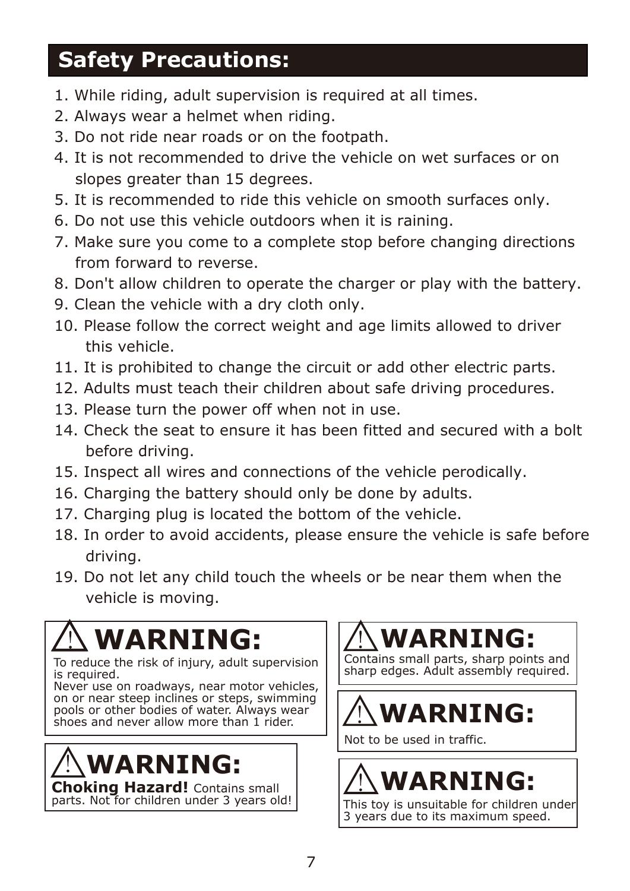## Safety Precautions:

1. While riding, adult supervision is required at all times.
2. Always wear a helmet when riding.
3. Do not ride near roads or on the footpath.
4. It is not recommended to drive the vehicle on wet surfaces or on slopes greater than 15 degrees.
5. It is recommended to ride this vehicle on smooth surfaces only.
6. Do not use this vehicle outdoors when it is raining.
7. Make sure you come to a complete stop before changing directions from forward to reverse.
8. Don't allow children to operate the charger or play with the battery.
9. Clean the vehicle with a dry cloth only.
10. Please follow the correct weight and age limits allowed to driver this vehicle.
11. It is prohibited to change the circuit or add other electric parts.
12. Adults must teach their children about safe driving procedures.
13. Please turn the power off when not in use.
14. Check the seat to ensure it has been fitted and secured with a bolt before driving.
15. Inspect all wires and connections of the vehicle perodically.
16. Charging the battery should only be done by adults.
17. Charging plug is located the bottom of the vehicle.
18. In order to avoid accidents, please ensure the vehicle is safe before driving.
19. Do not let any child touch the wheels or be near them when the vehicle is moving.

**⚠ WARNING:**

To reduce the risk of injury, adult supervision is required.
Never use on roadways, near motor vehicles, on or near steep inclines or steps, swimming pools or other bodies of water. Always wear shoes and never allow more than 1 rider.

**⚠ WARNING:**

**Choking Hazard!** Contains small parts. Not for children under 3 years old!

**⚠ WARNING:**

Contains small parts, sharp points and sharp edges. Adult assembly required.

**⚠ WARNING:**

Not to be used in traffic.

**⚠ WARNING:**

This toy is unsuitable for children under 3 years due to its maximum speed.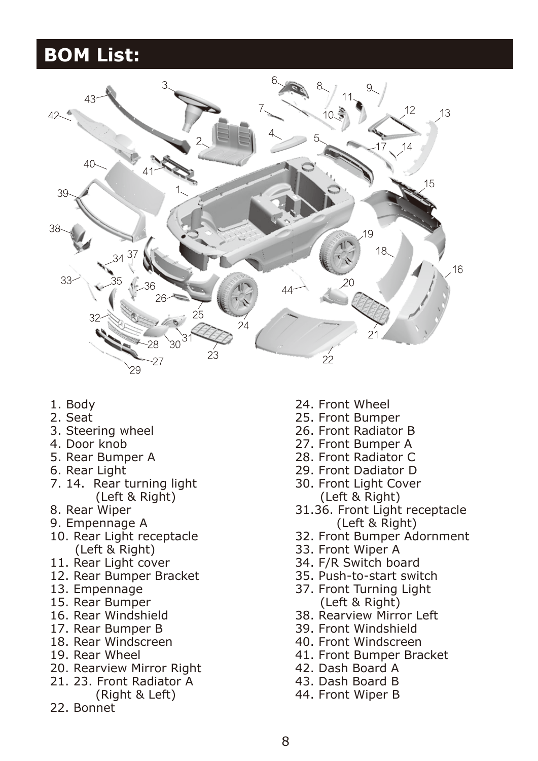# BOM List:

1. Body
2. Seat
3. Steering wheel
4. Door knob
5. Rear Bumper A
6. Rear Light
7. 14. Rear turning light (Left & Right)
8. Rear Wiper
9. Empennage A
10. Rear Light receptacle (Left & Right)
11. Rear Light cover
12. Rear Bumper Bracket
13. Empennage
15. Rear Bumper
16. Rear Windshield
17. Rear Bumper B
18. Rear Windscreen
19. Rear Wheel
20. Rearview Mirror Right
21. 23. Front Radiator A (Right & Left)
22. Bonnet
24. Front Wheel
25. Front Bumper
26. Front Radiator B
27. Front Bumper A
28. Front Radiator C
29. Front Dadiator D
30. Front Light Cover (Left & Right)
31.36. Front Light receptacle (Left & Right)
32. Front Bumper Adornment
33. Front Wiper A
34. F/R Switch board
35. Push-to-start switch
37. Front Turning Light (Left & Right)
38. Rearview Mirror Left
39. Front Windshield
40. Front Windscreen
41. Front Bumper Bracket
42. Dash Board A
43. Dash Board B
44. Front Wiper B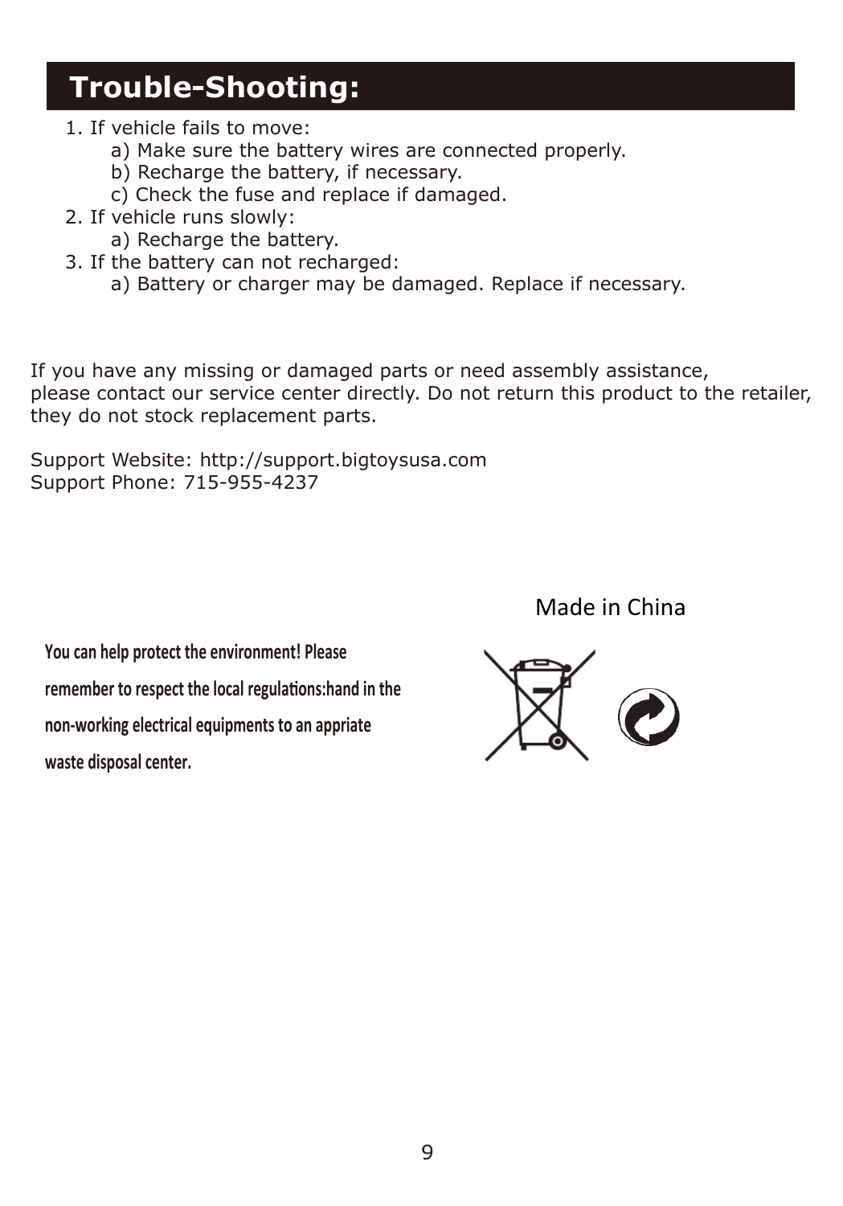# Trouble-Shooting:

1. If vehicle fails to move:
   a) Make sure the battery wires are connected properly.
   b) Recharge the battery, if necessary.
   c) Check the fuse and replace if damaged.
2. If vehicle runs slowly:
   a) Recharge the battery.
3. If the battery can not recharged:
   a) Battery or charger may be damaged. Replace if necessary.

If you have any missing or damaged parts or need assembly assistance,
please contact our service center directly. Do not return this product to the retailer, they do not stock replacement parts.

Support Website: http://support.bigtoysusa.com
Support Phone: 715-955-4237

Made in China

**You can help protect the environment! Please remember to respect the local regulations:hand in the non-working electrical equipments to an appriate waste disposal center.**